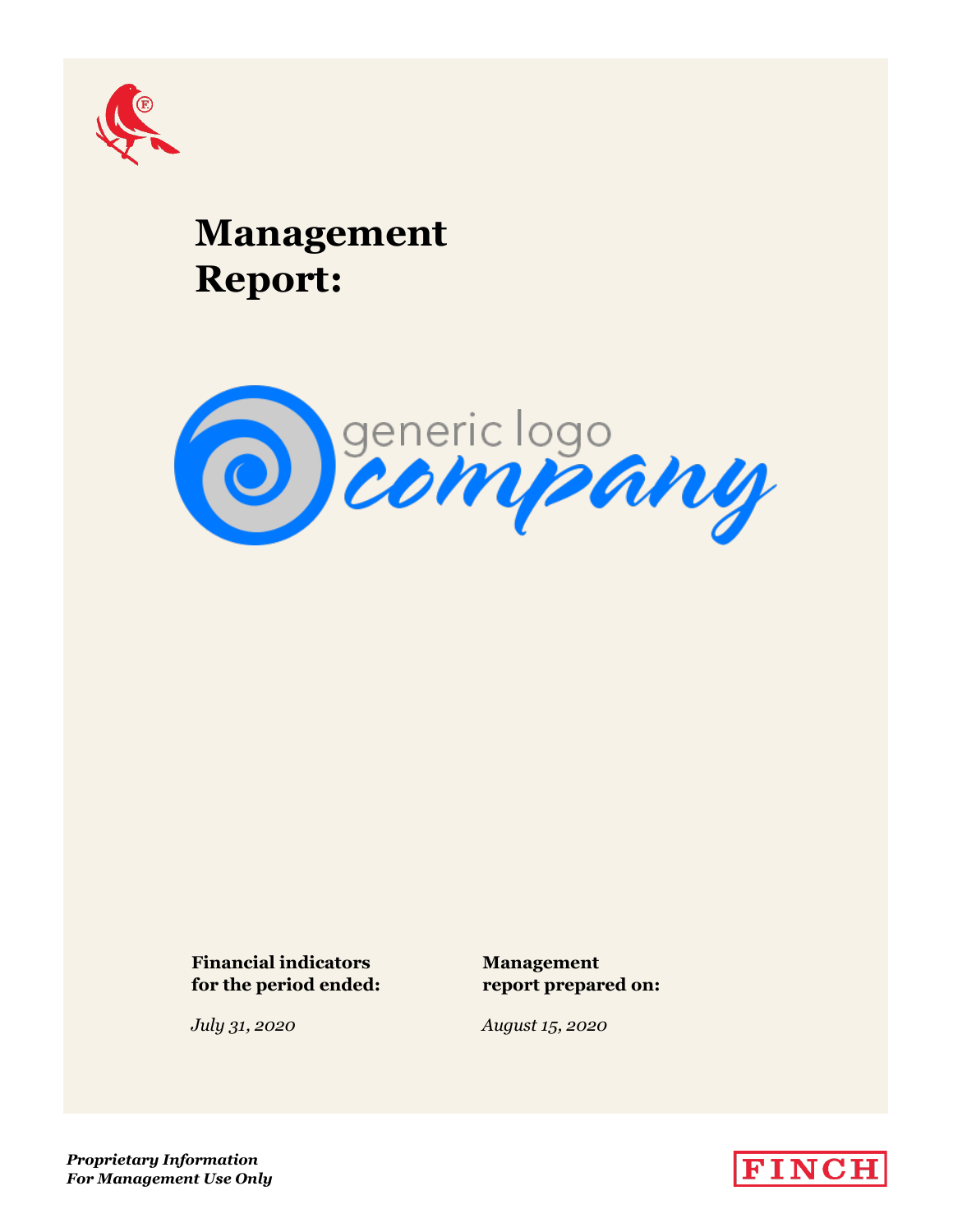# Management Report:

generic logo company

**Financial indicators for the period ended:**

*July 31, 2020*

**Management report prepared on:**

*August 15, 2020*

***Proprietary Information***
***For Management Use Only***

FINCH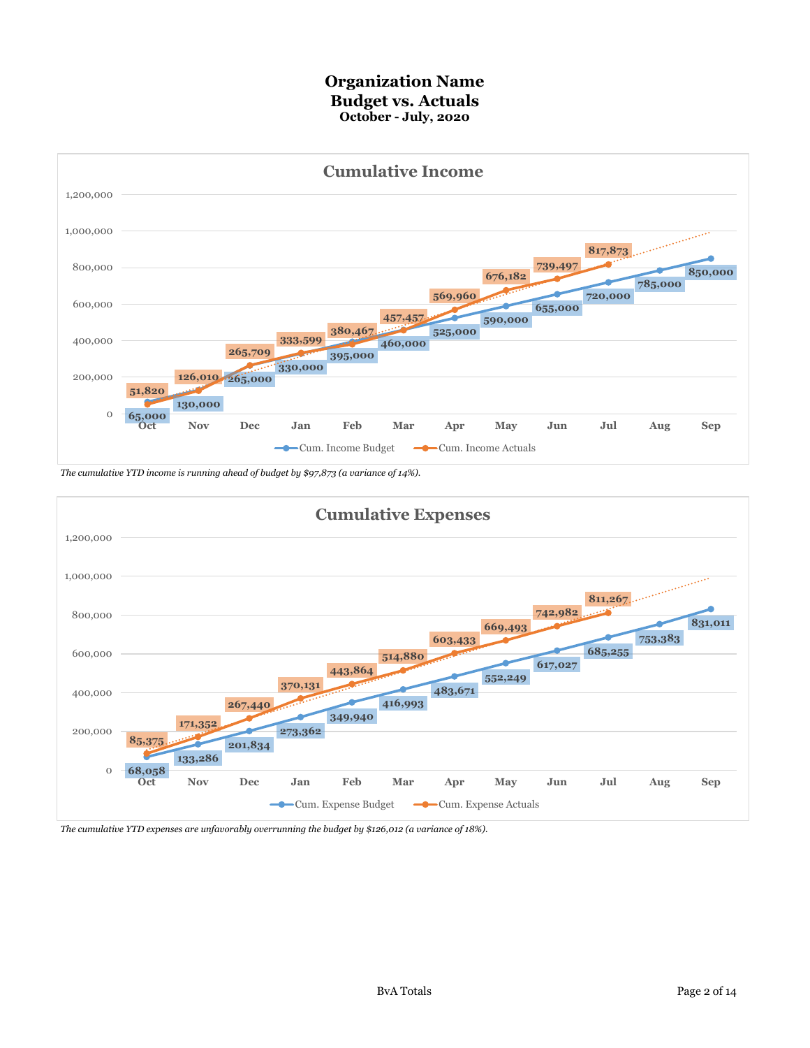# Organization Name
## Budget vs. Actuals
### October - July, 2020

**Cumulative Income**

| Month | Cum. Income Budget | Cum. Income Actuals |
|---|---|---|
| Oct | 65,000 | 51,820 |
| Nov | 130,000 | 126,010 |
| Dec | 265,000 | 265,709 |
| Jan | 330,000 | 333,599 |
| Feb | 395,000 | 380,467 |
| Mar | 460,000 | 457,457 |
| Apr | 525,000 | 569,960 |
| May | 590,000 | 676,182 |
| Jun | 655,000 | 739,497 |
| Jul | 720,000 | 817,873 |
| Aug | 785,000 | |
| Sep | 850,000 | |

*The cumulative YTD income is running ahead of budget by $97,873 (a variance of 14%).*

**Cumulative Expenses**

| Month | Cum. Expense Budget | Cum. Expense Actuals |
|---|---|---|
| Oct | 68,058 | 85,375 |
| Nov | 133,286 | 171,352 |
| Dec | 201,834 | 267,440 |
| Jan | 273,362 | 370,131 |
| Feb | 349,940 | 443,864 |
| Mar | 416,993 | 514,880 |
| Apr | 483,671 | 603,433 |
| May | 552,249 | 669,493 |
| Jun | 617,027 | 742,982 |
| Jul | 685,255 | 811,267 |
| Aug | 753,383 | |
| Sep | 831,011 | |

*The cumulative YTD expenses are unfavorably overrunning the budget by $126,012 (a variance of 18%).*

BvA Totals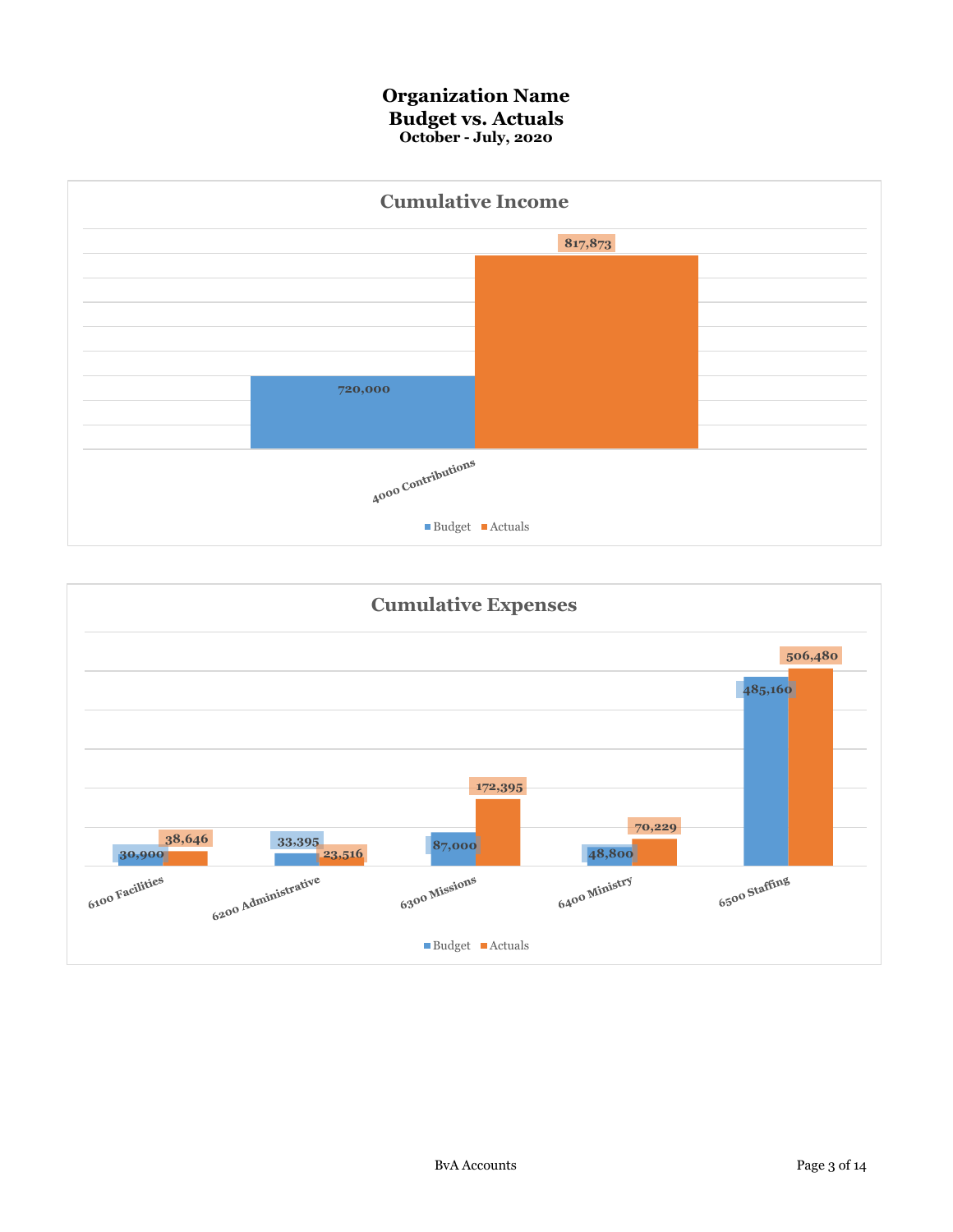# Organization Name
## Budget vs. Actuals
### October - July, 2020

## Cumulative Income

| | Budget | Actuals |
|---|---|---|
| 4000 Contributions | 720,000 | 817,873 |

## Cumulative Expenses

| | Budget | Actuals |
|---|---|---|
| 6100 Facilities | 30,900 | 38,646 |
| 6200 Administrative | 33,395 | 23,516 |
| 6300 Missions | 87,000 | 172,395 |
| 6400 Ministry | 48,800 | 70,229 |
| 6500 Staffing | 485,160 | 506,480 |

BvA Accounts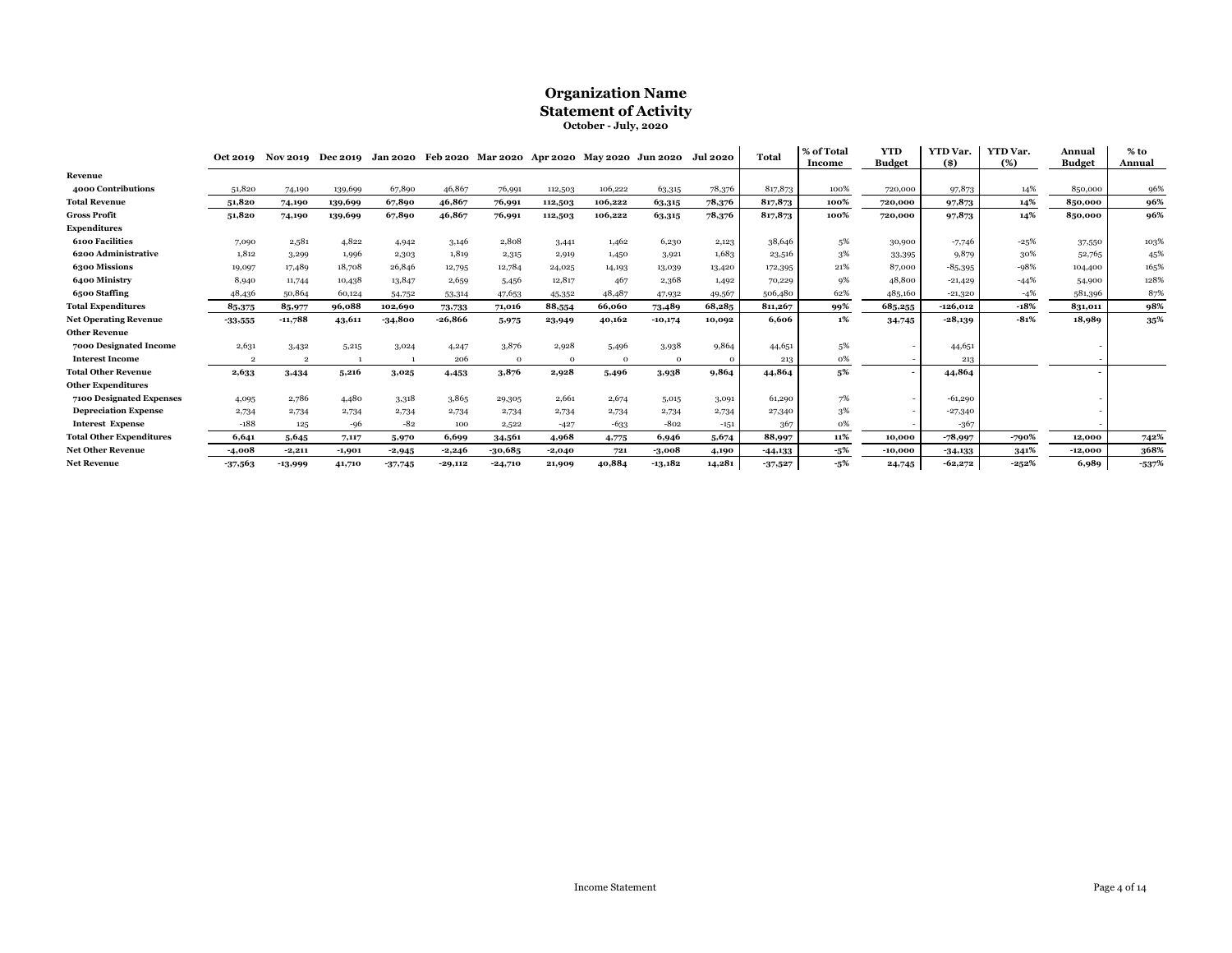# Organization Name
## Statement of Activity
### October - July, 2020

| | Oct 2019 | Nov 2019 | Dec 2019 | Jan 2020 | Feb 2020 | Mar 2020 | Apr 2020 | May 2020 | Jun 2020 | Jul 2020 | Total | % of Total Income | YTD Budget | YTD Var. ($) | YTD Var. (%) | Annual Budget | % to Annual |
|---|---|---|---|---|---|---|---|---|---|---|---|---|---|---|---|---|---|
| **Revenue** | | | | | | | | | | | | | | | | | |
| **4000 Contributions** | 51,820 | 74,190 | 139,699 | 67,890 | 46,867 | 76,991 | 112,503 | 106,222 | 63,315 | 78,376 | 817,873 | 100% | 720,000 | 97,873 | 14% | 850,000 | 96% |
| **Total Revenue** | **51,820** | **74,190** | **139,699** | **67,890** | **46,867** | **76,991** | **112,503** | **106,222** | **63,315** | **78,376** | **817,873** | **100%** | **720,000** | **97,873** | **14%** | **850,000** | **96%** |
| **Gross Profit** | **51,820** | **74,190** | **139,699** | **67,890** | **46,867** | **76,991** | **112,503** | **106,222** | **63,315** | **78,376** | **817,873** | **100%** | **720,000** | **97,873** | **14%** | **850,000** | **96%** |
| **Expenditures** | | | | | | | | | | | | | | | | | |
| **6100 Facilities** | 7,090 | 2,581 | 4,822 | 4,942 | 3,146 | 2,808 | 3,441 | 1,462 | 6,230 | 2,123 | 38,646 | 5% | 30,900 | -7,746 | -25% | 37,550 | 103% |
| **6200 Administrative** | 1,812 | 3,299 | 1,996 | 2,303 | 1,819 | 2,315 | 2,919 | 1,450 | 3,921 | 1,683 | 23,516 | 3% | 33,395 | 9,879 | 30% | 52,765 | 45% |
| **6300 Missions** | 19,097 | 17,489 | 18,708 | 26,846 | 12,795 | 12,784 | 24,025 | 14,193 | 13,039 | 13,420 | 172,395 | 21% | 87,000 | -85,395 | -98% | 104,400 | 165% |
| **6400 Ministry** | 8,940 | 11,744 | 10,438 | 13,847 | 2,659 | 5,456 | 12,817 | 467 | 2,368 | 1,492 | 70,229 | 9% | 48,800 | -21,429 | -44% | 54,900 | 128% |
| **6500 Staffing** | 48,436 | 50,864 | 60,124 | 54,752 | 53,314 | 47,653 | 45,352 | 48,487 | 47,932 | 49,567 | 506,480 | 62% | 485,160 | -21,320 | -4% | 581,396 | 87% |
| **Total Expenditures** | **85,375** | **85,977** | **96,088** | **102,690** | **73,733** | **71,016** | **88,554** | **66,060** | **73,489** | **68,285** | **811,267** | **99%** | **685,255** | **-126,012** | **-18%** | **831,011** | **98%** |
| **Net Operating Revenue** | **-33,555** | **-11,788** | **43,611** | **-34,800** | **-26,866** | **5,975** | **23,949** | **40,162** | **-10,174** | **10,092** | **6,606** | **1%** | **34,745** | **-28,139** | **-81%** | **18,989** | **35%** |
| **Other Revenue** | | | | | | | | | | | | | | | | | |
| **7000 Designated Income** | 2,631 | 3,432 | 5,215 | 3,024 | 4,247 | 3,876 | 2,928 | 5,496 | 3,938 | 9,864 | 44,651 | 5% | - | 44,651 | | - | |
| **Interest Income** | 2 | 2 | 1 | 1 | 206 | 0 | 0 | 0 | 0 | 0 | 213 | 0% | - | 213 | | - | |
| **Total Other Revenue** | **2,633** | **3,434** | **5,216** | **3,025** | **4,453** | **3,876** | **2,928** | **5,496** | **3,938** | **9,864** | **44,864** | **5%** | **-** | **44,864** | | **-** | |
| **Other Expenditures** | | | | | | | | | | | | | | | | | |
| **7100 Designated Expenses** | 4,095 | 2,786 | 4,480 | 3,318 | 3,865 | 29,305 | 2,661 | 2,674 | 5,015 | 3,091 | 61,290 | 7% | - | -61,290 | | - | |
| **Depreciation Expense** | 2,734 | 2,734 | 2,734 | 2,734 | 2,734 | 2,734 | 2,734 | 2,734 | 2,734 | 2,734 | 27,340 | 3% | - | -27,340 | | - | |
| **Interest Expense** | -188 | 125 | -96 | -82 | 100 | 2,522 | -427 | -633 | -802 | -151 | 367 | 0% | - | -367 | | - | |
| **Total Other Expenditures** | **6,641** | **5,645** | **7,117** | **5,970** | **6,699** | **34,561** | **4,968** | **4,775** | **6,946** | **5,674** | **88,997** | **11%** | **10,000** | **-78,997** | **-790%** | **12,000** | **742%** |
| **Net Other Revenue** | **-4,008** | **-2,211** | **-1,901** | **-2,945** | **-2,246** | **-30,685** | **-2,040** | **721** | **-3,008** | **4,190** | **-44,133** | **-5%** | **-10,000** | **-34,133** | **341%** | **-12,000** | **368%** |
| **Net Revenue** | **-37,563** | **-13,999** | **41,710** | **-37,745** | **-29,112** | **-24,710** | **21,909** | **40,884** | **-13,182** | **14,281** | **-37,527** | **-5%** | **24,745** | **-62,272** | **-252%** | **6,989** | **-537%** |

Income Statement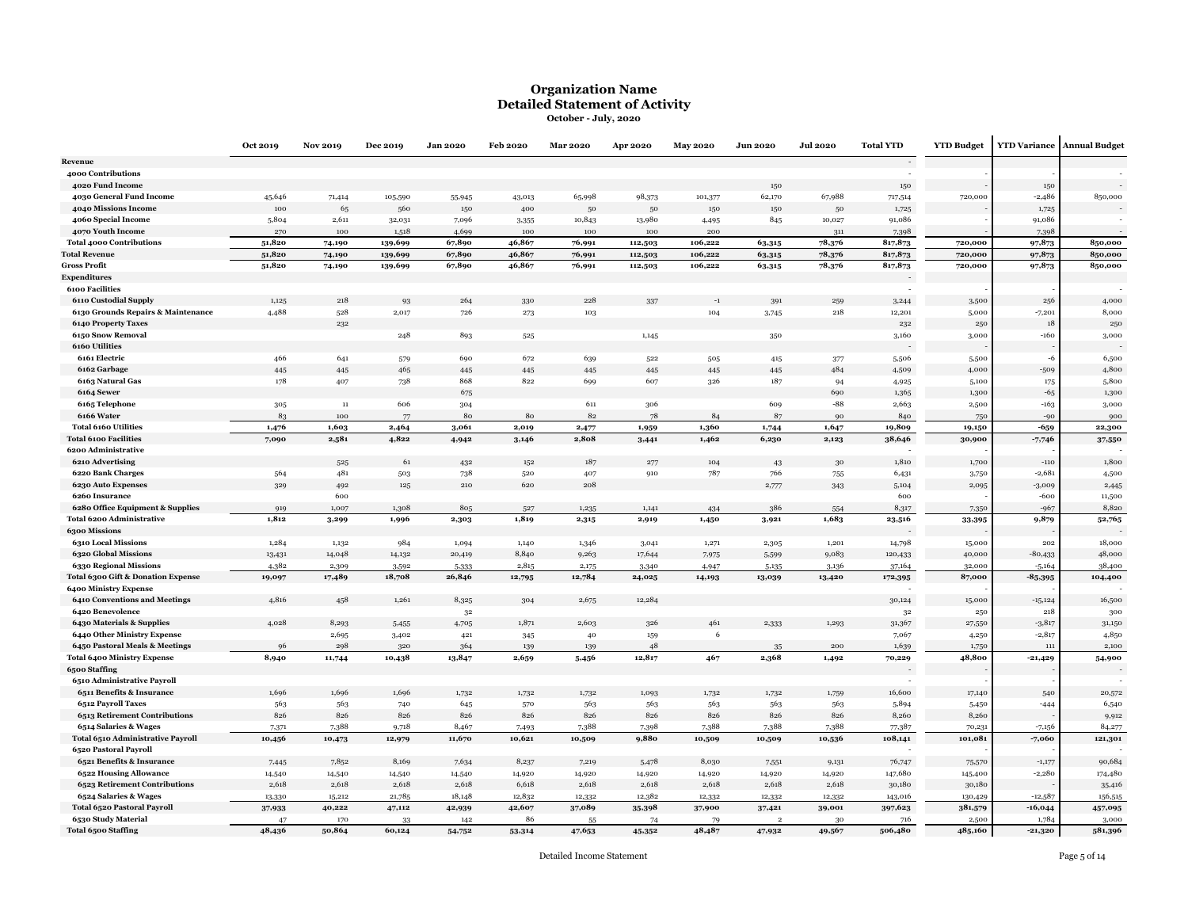# Organization Name
## Detailed Statement of Activity
### October - July, 2020

| | Oct 2019 | Nov 2019 | Dec 2019 | Jan 2020 | Feb 2020 | Mar 2020 | Apr 2020 | May 2020 | Jun 2020 | Jul 2020 | Total YTD | YTD Budget | YTD Variance | Annual Budget |
|---|---|---|---|---|---|---|---|---|---|---|---|---|---|---|
| **Revenue** | | | | | | | | | | | - | | | |
| **4000 Contributions** | | | | | | | | | | | - | - | - | - |
| **4020 Fund Income** | | | | | | | | | 150 | | 150 | - | 150 | - |
| **4030 General Fund Income** | 45,646 | 71,414 | 105,590 | 55,945 | 43,013 | 65,998 | 98,373 | 101,377 | 62,170 | 67,988 | 717,514 | 720,000 | -2,486 | 850,000 |
| **4040 Missions Income** | 100 | 65 | 560 | 150 | 400 | 50 | 50 | 150 | 150 | 50 | 1,725 | - | 1,725 | - |
| **4060 Special Income** | 5,804 | 2,611 | 32,031 | 7,096 | 3,355 | 10,843 | 13,980 | 4,495 | 845 | 10,027 | 91,086 | - | 91,086 | - |
| **4070 Youth Income** | 270 | 100 | 1,518 | 4,699 | 100 | 100 | 100 | 200 | | 311 | 7,398 | - | 7,398 | - |
| **Total 4000 Contributions** | **51,820** | **74,190** | **139,699** | **67,890** | **46,867** | **76,991** | **112,503** | **106,222** | **63,315** | **78,376** | **817,873** | **720,000** | **97,873** | **850,000** |
| **Total Revenue** | **51,820** | **74,190** | **139,699** | **67,890** | **46,867** | **76,991** | **112,503** | **106,222** | **63,315** | **78,376** | **817,873** | **720,000** | **97,873** | **850,000** |
| **Gross Profit** | **51,820** | **74,190** | **139,699** | **67,890** | **46,867** | **76,991** | **112,503** | **106,222** | **63,315** | **78,376** | **817,873** | **720,000** | **97,873** | **850,000** |
| **Expenditures** | | | | | | | | | | | - | | | |
| **6100 Facilities** | | | | | | | | | | | | - | - | - |
| **6110 Custodial Supply** | 1,125 | 218 | 93 | 264 | 330 | 228 | 337 | -1 | 391 | 259 | 3,244 | 3,500 | 256 | 4,000 |
| **6130 Grounds Repairs & Maintenance** | 4,488 | 528 | 2,017 | 726 | 273 | 103 | | 104 | 3,745 | 218 | 12,201 | 5,000 | -7,201 | 8,000 |
| **6140 Property Taxes** | | 232 | | | | | | | | | 232 | 250 | 18 | 250 |
| **6150 Snow Removal** | | | 248 | 893 | 525 | | 1,145 | | 350 | | 3,160 | 3,000 | -160 | 3,000 |
| **6160 Utilities** | | | | | | | | | | | - | - | - | - |
| **6161 Electric** | 466 | 641 | 579 | 690 | 672 | 639 | 522 | 505 | 415 | 377 | 5,506 | 5,500 | -6 | 6,500 |
| **6162 Garbage** | 445 | 445 | 465 | 445 | 445 | 445 | 445 | 445 | 445 | 484 | 4,509 | 4,000 | -509 | 4,800 |
| **6163 Natural Gas** | 178 | 407 | 738 | 868 | 822 | 699 | 607 | 326 | 187 | 94 | 4,925 | 5,100 | 175 | 5,800 |
| **6164 Sewer** | | | | 675 | | | | | | 690 | 1,365 | 1,300 | -65 | 1,300 |
| **6165 Telephone** | 305 | 11 | 606 | 304 | | 611 | 306 | | 609 | -88 | 2,663 | 2,500 | -163 | 3,000 |
| **6166 Water** | 83 | 100 | 77 | 80 | 80 | 82 | 78 | 84 | 87 | 90 | 840 | 750 | -90 | 900 |
| **Total 6160 Utilities** | **1,476** | **1,603** | **2,464** | **3,061** | **2,019** | **2,477** | **1,959** | **1,360** | **1,744** | **1,647** | **19,809** | **19,150** | **-659** | **22,300** |
| **Total 6100 Facilities** | **7,090** | **2,581** | **4,822** | **4,942** | **3,146** | **2,808** | **3,441** | **1,462** | **6,230** | **2,123** | **38,646** | **30,900** | **-7,746** | **37,550** |
| **6200 Administrative** | | | | | | | | | | | - | - | - | - |
| **6210 Advertising** | | 525 | 61 | 432 | 152 | 187 | 277 | 104 | 43 | 30 | 1,810 | 1,700 | -110 | 1,800 |
| **6220 Bank Charges** | 564 | 481 | 503 | 738 | 520 | 407 | 910 | 787 | 766 | 755 | 6,431 | 3,750 | -2,681 | 4,500 |
| **6230 Auto Expenses** | 329 | 492 | 125 | 210 | 620 | 208 | | | 2,777 | 343 | 5,104 | 2,095 | -3,009 | 2,445 |
| **6260 Insurance** | | 600 | | | | | | | | | 600 | - | -600 | 11,500 |
| **6280 Office Equipment & Supplies** | 919 | 1,007 | 1,308 | 805 | 527 | 1,235 | 1,141 | 434 | 386 | 554 | 8,317 | 7,350 | -967 | 8,820 |
| **Total 6200 Administrative** | **1,812** | **3,299** | **1,996** | **2,303** | **1,819** | **2,315** | **2,919** | **1,450** | **3,921** | **1,683** | **23,516** | **33,395** | **9,879** | **52,765** |
| **6300 Missions** | | | | | | | | | | | - | - | - | - |
| **6310 Local Missions** | 1,284 | 1,132 | 984 | 1,094 | 1,140 | 1,346 | 3,041 | 1,271 | 2,305 | 1,201 | 14,798 | 15,000 | 202 | 18,000 |
| **6320 Global Missions** | 13,431 | 14,048 | 14,132 | 20,419 | 8,840 | 9,263 | 17,644 | 7,975 | 5,599 | 9,083 | 120,433 | 40,000 | -80,433 | 48,000 |
| **6330 Regional Missions** | 4,382 | 2,309 | 3,592 | 5,333 | 2,815 | 2,175 | 3,340 | 4,947 | 5,135 | 3,136 | 37,164 | 32,000 | -5,164 | 38,400 |
| **Total 6300 Gift & Donation Expense** | **19,097** | **17,489** | **18,708** | **26,846** | **12,795** | **12,784** | **24,025** | **14,193** | **13,039** | **13,420** | **172,395** | **87,000** | **-85,395** | **104,400** |
| **6400 Ministry Expense** | | | | | | | | | | | - | - | - | - |
| **6410 Conventions and Meetings** | 4,816 | 458 | 1,261 | 8,325 | 304 | 2,675 | 12,284 | | | | 30,124 | 15,000 | -15,124 | 16,500 |
| **6420 Benevolence** | | | | 32 | | | | | | | 32 | 250 | 218 | 300 |
| **6430 Materials & Supplies** | 4,028 | 8,293 | 5,455 | 4,705 | 1,871 | 2,603 | 326 | 461 | 2,333 | 1,293 | 31,367 | 27,550 | -3,817 | 31,150 |
| **6440 Other Ministry Expense** | | 2,695 | 3,402 | 421 | 345 | 40 | 159 | 6 | | | 7,067 | 4,250 | -2,817 | 4,850 |
| **6450 Pastoral Meals & Meetings** | 96 | 298 | 320 | 364 | 139 | 139 | 48 | | 35 | 200 | 1,639 | 1,750 | 111 | 2,100 |
| **Total 6400 Ministry Expense** | **8,940** | **11,744** | **10,438** | **13,847** | **2,659** | **5,456** | **12,817** | **467** | **2,368** | **1,492** | **70,229** | **48,800** | **-21,429** | **54,900** |
| **6500 Staffing** | | | | | | | | | | | - | - | - | - |
| **6510 Administrative Payroll** | | | | | | | | | | | - | - | - | - |
| **6511 Benefits & Insurance** | 1,696 | 1,696 | 1,696 | 1,732 | 1,732 | 1,732 | 1,093 | 1,732 | 1,732 | 1,759 | 16,600 | 17,140 | 540 | 20,572 |
| **6512 Payroll Taxes** | 563 | 563 | 740 | 645 | 570 | 563 | 563 | 563 | 563 | 563 | 5,894 | 5,450 | -444 | 6,540 |
| **6513 Retirement Contributions** | 826 | 826 | 826 | 826 | 826 | 826 | 826 | 826 | 826 | 826 | 8,260 | 8,260 | - | 9,912 |
| **6514 Salaries & Wages** | 7,371 | 7,388 | 9,718 | 8,467 | 7,493 | 7,388 | 7,398 | 7,388 | 7,388 | 7,388 | 77,387 | 70,231 | -7,156 | 84,277 |
| **Total 6510 Administrative Payroll** | **10,456** | **10,473** | **12,979** | **11,670** | **10,621** | **10,509** | **9,880** | **10,509** | **10,509** | **10,536** | **108,141** | **101,081** | **-7,060** | **121,301** |
| **6520 Pastoral Payroll** | | | | | | | | | | | - | - | - | - |
| **6521 Benefits & Insurance** | 7,445 | 7,852 | 8,169 | 7,634 | 8,237 | 7,219 | 5,478 | 8,030 | 7,551 | 9,131 | 76,747 | 75,570 | -1,177 | 90,684 |
| **6522 Housing Allowance** | 14,540 | 14,540 | 14,540 | 14,540 | 14,920 | 14,920 | 14,920 | 14,920 | 14,920 | 14,920 | 147,680 | 145,400 | -2,280 | 174,480 |
| **6523 Retirement Contributions** | 2,618 | 2,618 | 2,618 | 2,618 | 6,618 | 2,618 | 2,618 | 2,618 | 2,618 | 2,618 | 30,180 | 30,180 | - | 35,416 |
| **6524 Salaries & Wages** | 13,330 | 15,212 | 21,785 | 18,148 | 12,832 | 12,332 | 12,382 | 12,332 | 12,332 | 12,332 | 143,016 | 130,429 | -12,587 | 156,515 |
| **Total 6520 Pastoral Payroll** | **37,933** | **40,222** | **47,112** | **42,939** | **42,607** | **37,089** | **35,398** | **37,900** | **37,421** | **39,001** | **397,623** | **381,579** | **-16,044** | **457,095** |
| **6530 Study Material** | 47 | 170 | 33 | 142 | 86 | 55 | 74 | 79 | 2 | 30 | 716 | 2,500 | 1,784 | 3,000 |
| **Total 6500 Staffing** | **48,436** | **50,864** | **60,124** | **54,752** | **53,314** | **47,653** | **45,352** | **48,487** | **47,932** | **49,567** | **506,480** | **485,160** | **-21,320** | **581,396** |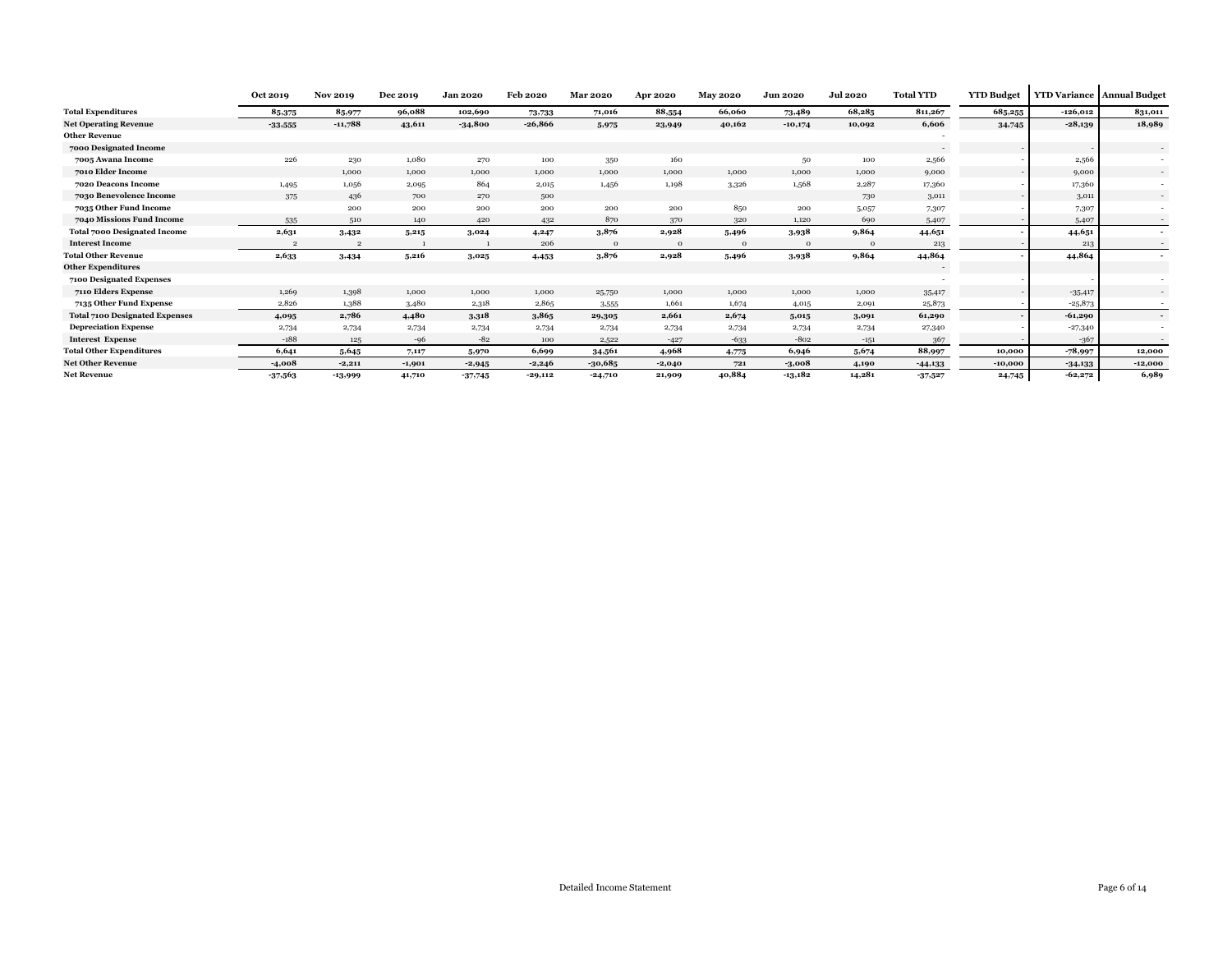| | Oct 2019 | Nov 2019 | Dec 2019 | Jan 2020 | Feb 2020 | Mar 2020 | Apr 2020 | May 2020 | Jun 2020 | Jul 2020 | Total YTD | YTD Budget | YTD Variance | Annual Budget |
|---|---|---|---|---|---|---|---|---|---|---|---|---|---|---|
| **Total Expenditures** | **85,375** | **85,977** | **96,088** | **102,690** | **73,733** | **71,016** | **88,554** | **66,060** | **73,489** | **68,285** | **811,267** | **685,255** | **-126,012** | **831,011** |
| **Net Operating Revenue** | **-33,555** | **-11,788** | **43,611** | **-34,800** | **-26,866** | **5,975** | **23,949** | **40,162** | **-10,174** | **10,092** | **6,606** | **34,745** | **-28,139** | **18,989** |
| **Other Revenue** | | | | | | | | | | | - | | | |
| **7000 Designated Income** | | | | | | | | | | | - | - | - | - |
| **7005 Awana Income** | 226 | 230 | 1,080 | 270 | 100 | 350 | 160 | | 50 | 100 | 2,566 | - | 2,566 | - |
| **7010 Elder Income** | | 1,000 | 1,000 | 1,000 | 1,000 | 1,000 | 1,000 | 1,000 | 1,000 | 1,000 | 9,000 | - | 9,000 | - |
| **7020 Deacons Income** | 1,495 | 1,056 | 2,095 | 864 | 2,015 | 1,456 | 1,198 | 3,326 | 1,568 | 2,287 | 17,360 | - | 17,360 | - |
| **7030 Benevolence Income** | 375 | 436 | 700 | 270 | 500 | | | | | 730 | 3,011 | - | 3,011 | - |
| **7035 Other Fund Income** | | 200 | 200 | 200 | 200 | 200 | 200 | 850 | 200 | 5,057 | 7,307 | - | 7,307 | - |
| **7040 Missions Fund Income** | 535 | 510 | 140 | 420 | 432 | 870 | 370 | 320 | 1,120 | 690 | 5,407 | - | 5,407 | - |
| **Total 7000 Designated Income** | **2,631** | **3,432** | **5,215** | **3,024** | **4,247** | **3,876** | **2,928** | **5,496** | **3,938** | **9,864** | **44,651** | **-** | **44,651** | **-** |
| **Interest Income** | 2 | 2 | 1 | 1 | 206 | 0 | 0 | 0 | 0 | 0 | 213 | - | 213 | - |
| **Total Other Revenue** | **2,633** | **3,434** | **5,216** | **3,025** | **4,453** | **3,876** | **2,928** | **5,496** | **3,938** | **9,864** | **44,864** | **-** | **44,864** | **-** |
| **Other Expenditures** | | | | | | | | | | | - | | | |
| **7100 Designated Expenses** | | | | | | | | | | | - | - | - | - |
| **7110 Elders Expense** | 1,269 | 1,398 | 1,000 | 1,000 | 1,000 | 25,750 | 1,000 | 1,000 | 1,000 | 1,000 | 35,417 | - | -35,417 | - |
| **7135 Other Fund Expense** | 2,826 | 1,388 | 3,480 | 2,318 | 2,865 | 3,555 | 1,661 | 1,674 | 4,015 | 2,091 | 25,873 | - | -25,873 | - |
| **Total 7100 Designated Expenses** | **4,095** | **2,786** | **4,480** | **3,318** | **3,865** | **29,305** | **2,661** | **2,674** | **5,015** | **3,091** | **61,290** | **-** | **-61,290** | **-** |
| **Depreciation Expense** | 2,734 | 2,734 | 2,734 | 2,734 | 2,734 | 2,734 | 2,734 | 2,734 | 2,734 | 2,734 | 27,340 | - | -27,340 | - |
| **Interest Expense** | -188 | 125 | -96 | -82 | 100 | 2,522 | -427 | -633 | -802 | -151 | 367 | - | -367 | - |
| **Total Other Expenditures** | **6,641** | **5,645** | **7,117** | **5,970** | **6,699** | **34,561** | **4,968** | **4,775** | **6,946** | **5,674** | **88,997** | **10,000** | **-78,997** | **12,000** |
| **Net Other Revenue** | **-4,008** | **-2,211** | **-1,901** | **-2,945** | **-2,246** | **-30,685** | **-2,040** | **721** | **-3,008** | **4,190** | **-44,133** | **-10,000** | **-34,133** | **-12,000** |
| **Net Revenue** | **-37,563** | **-13,999** | **41,710** | **-37,745** | **-29,112** | **-24,710** | **21,909** | **40,884** | **-13,182** | **14,281** | **-37,527** | **24,745** | **-62,272** | **6,989** |

Detailed Income Statement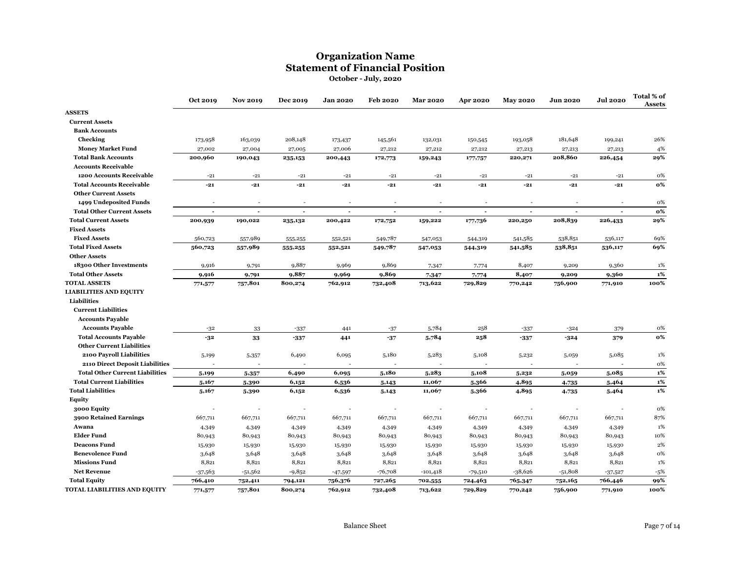# Organization Name
## Statement of Financial Position
### October - July, 2020

| | Oct 2019 | Nov 2019 | Dec 2019 | Jan 2020 | Feb 2020 | Mar 2020 | Apr 2020 | May 2020 | Jun 2020 | Jul 2020 | Total % of Assets |
|---|---|---|---|---|---|---|---|---|---|---|---|
| **ASSETS** | | | | | | | | | | | |
| **Current Assets** | | | | | | | | | | | |
| **Bank Accounts** | | | | | | | | | | | |
| **Checking** | 173,958 | 163,039 | 208,148 | 173,437 | 145,561 | 132,031 | 150,545 | 193,058 | 181,648 | 199,241 | 26% |
| **Money Market Fund** | 27,002 | 27,004 | 27,005 | 27,006 | 27,212 | 27,212 | 27,212 | 27,213 | 27,213 | 27,213 | 4% |
| **Total Bank Accounts** | **200,960** | **190,043** | **235,153** | **200,443** | **172,773** | **159,243** | **177,757** | **220,271** | **208,860** | **226,454** | **29%** |
| **Accounts Receivable** | | | | | | | | | | | |
| **1200 Accounts Receivable** | -21 | -21 | -21 | -21 | -21 | -21 | -21 | -21 | -21 | -21 | 0% |
| **Total Accounts Receivable** | **-21** | **-21** | **-21** | **-21** | **-21** | **-21** | **-21** | **-21** | **-21** | **-21** | **0%** |
| **Other Current Assets** | | | | | | | | | | | |
| **1499 Undeposited Funds** | - | - | - | - | - | - | - | - | - | - | 0% |
| **Total Other Current Assets** | **-** | **-** | **-** | **-** | **-** | **-** | **-** | **-** | **-** | **-** | **0%** |
| **Total Current Assets** | **200,939** | **190,022** | **235,132** | **200,422** | **172,752** | **159,222** | **177,736** | **220,250** | **208,839** | **226,433** | **29%** |
| **Fixed Assets** | | | | | | | | | | | |
| **Fixed Assets** | 560,723 | 557,989 | 555,255 | 552,521 | 549,787 | 547,053 | 544,319 | 541,585 | 538,851 | 536,117 | 69% |
| **Total Fixed Assets** | **560,723** | **557,989** | **555,255** | **552,521** | **549,787** | **547,053** | **544,319** | **541,585** | **538,851** | **536,117** | **69%** |
| **Other Assets** | | | | | | | | | | | |
| **18300 Other Investments** | 9,916 | 9,791 | 9,887 | 9,969 | 9,869 | 7,347 | 7,774 | 8,407 | 9,209 | 9,360 | 1% |
| **Total Other Assets** | **9,916** | **9,791** | **9,887** | **9,969** | **9,869** | **7,347** | **7,774** | **8,407** | **9,209** | **9,360** | **1%** |
| **TOTAL ASSETS** | **771,577** | **757,801** | **800,274** | **762,912** | **732,408** | **713,622** | **729,829** | **770,242** | **756,900** | **771,910** | **100%** |
| **LIABILITIES AND EQUITY** | | | | | | | | | | | |
| **Liabilities** | | | | | | | | | | | |
| **Current Liabilities** | | | | | | | | | | | |
| **Accounts Payable** | | | | | | | | | | | |
| **Accounts Payable** | -32 | 33 | -337 | 441 | -37 | 5,784 | 258 | -337 | -324 | 379 | 0% |
| **Total Accounts Payable** | **-32** | **33** | **-337** | **441** | **-37** | **5,784** | **258** | **-337** | **-324** | **379** | **0%** |
| **Other Current Liabilities** | | | | | | | | | | | |
| **2100 Payroll Liabilities** | 5,199 | 5,357 | 6,490 | 6,095 | 5,180 | 5,283 | 5,108 | 5,232 | 5,059 | 5,085 | 1% |
| **2110 Direct Deposit Liabilities** | - | - | - | - | - | - | - | - | - | - | 0% |
| **Total Other Current Liabilities** | **5,199** | **5,357** | **6,490** | **6,095** | **5,180** | **5,283** | **5,108** | **5,232** | **5,059** | **5,085** | **1%** |
| **Total Current Liabilities** | **5,167** | **5,390** | **6,152** | **6,536** | **5,143** | **11,067** | **5,366** | **4,895** | **4,735** | **5,464** | **1%** |
| **Total Liabilities** | **5,167** | **5,390** | **6,152** | **6,536** | **5,143** | **11,067** | **5,366** | **4,895** | **4,735** | **5,464** | **1%** |
| **Equity** | | | | | | | | | | | |
| **3000 Equity** | - | - | - | - | - | - | - | - | - | - | 0% |
| **3900 Retained Earnings** | 667,711 | 667,711 | 667,711 | 667,711 | 667,711 | 667,711 | 667,711 | 667,711 | 667,711 | 667,711 | 87% |
| **Awana** | 4,349 | 4,349 | 4,349 | 4,349 | 4,349 | 4,349 | 4,349 | 4,349 | 4,349 | 4,349 | 1% |
| **Elder Fund** | 80,943 | 80,943 | 80,943 | 80,943 | 80,943 | 80,943 | 80,943 | 80,943 | 80,943 | 80,943 | 10% |
| **Deacons Fund** | 15,930 | 15,930 | 15,930 | 15,930 | 15,930 | 15,930 | 15,930 | 15,930 | 15,930 | 15,930 | 2% |
| **Benevolence Fund** | 3,648 | 3,648 | 3,648 | 3,648 | 3,648 | 3,648 | 3,648 | 3,648 | 3,648 | 3,648 | 0% |
| **Missions Fund** | 8,821 | 8,821 | 8,821 | 8,821 | 8,821 | 8,821 | 8,821 | 8,821 | 8,821 | 8,821 | 1% |
| **Net Revenue** | -37,563 | -51,562 | -9,852 | -47,597 | -76,708 | -101,418 | -79,510 | -38,626 | -51,808 | -37,527 | -5% |
| **Total Equity** | **766,410** | **752,411** | **794,121** | **756,376** | **727,265** | **702,555** | **724,463** | **765,347** | **752,165** | **766,446** | **99%** |
| **TOTAL LIABILITIES AND EQUITY** | **771,577** | **757,801** | **800,274** | **762,912** | **732,408** | **713,622** | **729,829** | **770,242** | **756,900** | **771,910** | **100%** |

Balance Sheet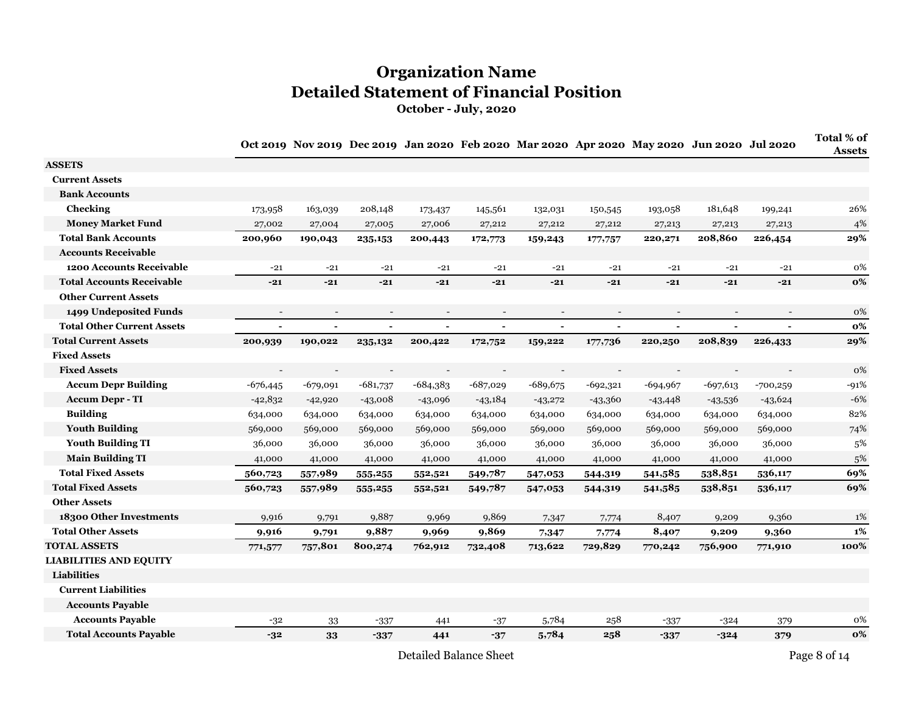# Organization Name
## Detailed Statement of Financial Position
**October - July, 2020**

| | Oct 2019 | Nov 2019 | Dec 2019 | Jan 2020 | Feb 2020 | Mar 2020 | Apr 2020 | May 2020 | Jun 2020 | Jul 2020 | Total % of Assets |
|---|---|---|---|---|---|---|---|---|---|---|---|
| **ASSETS** | | | | | | | | | | | |
| **Current Assets** | | | | | | | | | | | |
| **Bank Accounts** | | | | | | | | | | | |
| **Checking** | 173,958 | 163,039 | 208,148 | 173,437 | 145,561 | 132,031 | 150,545 | 193,058 | 181,648 | 199,241 | 26% |
| **Money Market Fund** | 27,002 | 27,004 | 27,005 | 27,006 | 27,212 | 27,212 | 27,212 | 27,213 | 27,213 | 27,213 | 4% |
| **Total Bank Accounts** | **200,960** | **190,043** | **235,153** | **200,443** | **172,773** | **159,243** | **177,757** | **220,271** | **208,860** | **226,454** | **29%** |
| **Accounts Receivable** | | | | | | | | | | | |
| **1200 Accounts Receivable** | -21 | -21 | -21 | -21 | -21 | -21 | -21 | -21 | -21 | -21 | 0% |
| **Total Accounts Receivable** | **-21** | **-21** | **-21** | **-21** | **-21** | **-21** | **-21** | **-21** | **-21** | **-21** | **0%** |
| **Other Current Assets** | | | | | | | | | | | |
| **1499 Undeposited Funds** | - | - | - | - | - | - | - | - | - | - | 0% |
| **Total Other Current Assets** | **-** | **-** | **-** | **-** | **-** | **-** | **-** | **-** | **-** | **-** | **0%** |
| **Total Current Assets** | **200,939** | **190,022** | **235,132** | **200,422** | **172,752** | **159,222** | **177,736** | **220,250** | **208,839** | **226,433** | **29%** |
| **Fixed Assets** | | | | | | | | | | | |
| **Fixed Assets** | - | - | - | - | - | - | - | - | - | - | 0% |
| **Accum Depr Building** | -676,445 | -679,091 | -681,737 | -684,383 | -687,029 | -689,675 | -692,321 | -694,967 | -697,613 | -700,259 | -91% |
| **Accum Depr - TI** | -42,832 | -42,920 | -43,008 | -43,096 | -43,184 | -43,272 | -43,360 | -43,448 | -43,536 | -43,624 | -6% |
| **Building** | 634,000 | 634,000 | 634,000 | 634,000 | 634,000 | 634,000 | 634,000 | 634,000 | 634,000 | 634,000 | 82% |
| **Youth Building** | 569,000 | 569,000 | 569,000 | 569,000 | 569,000 | 569,000 | 569,000 | 569,000 | 569,000 | 569,000 | 74% |
| **Youth Building TI** | 36,000 | 36,000 | 36,000 | 36,000 | 36,000 | 36,000 | 36,000 | 36,000 | 36,000 | 36,000 | 5% |
| **Main Building TI** | 41,000 | 41,000 | 41,000 | 41,000 | 41,000 | 41,000 | 41,000 | 41,000 | 41,000 | 41,000 | 5% |
| **Total Fixed Assets** | **560,723** | **557,989** | **555,255** | **552,521** | **549,787** | **547,053** | **544,319** | **541,585** | **538,851** | **536,117** | **69%** |
| **Total Fixed Assets** | **560,723** | **557,989** | **555,255** | **552,521** | **549,787** | **547,053** | **544,319** | **541,585** | **538,851** | **536,117** | **69%** |
| **Other Assets** | | | | | | | | | | | |
| **18300 Other Investments** | 9,916 | 9,791 | 9,887 | 9,969 | 9,869 | 7,347 | 7,774 | 8,407 | 9,209 | 9,360 | 1% |
| **Total Other Assets** | **9,916** | **9,791** | **9,887** | **9,969** | **9,869** | **7,347** | **7,774** | **8,407** | **9,209** | **9,360** | **1%** |
| **TOTAL ASSETS** | **771,577** | **757,801** | **800,274** | **762,912** | **732,408** | **713,622** | **729,829** | **770,242** | **756,900** | **771,910** | **100%** |
| **LIABILITIES AND EQUITY** | | | | | | | | | | | |
| **Liabilities** | | | | | | | | | | | |
| **Current Liabilities** | | | | | | | | | | | |
| **Accounts Payable** | | | | | | | | | | | |
| **Accounts Payable** | -32 | 33 | -337 | 441 | -37 | 5,784 | 258 | -337 | -324 | 379 | 0% |
| **Total Accounts Payable** | **-32** | **33** | **-337** | **441** | **-37** | **5,784** | **258** | **-337** | **-324** | **379** | **0%** |

Detailed Balance Sheet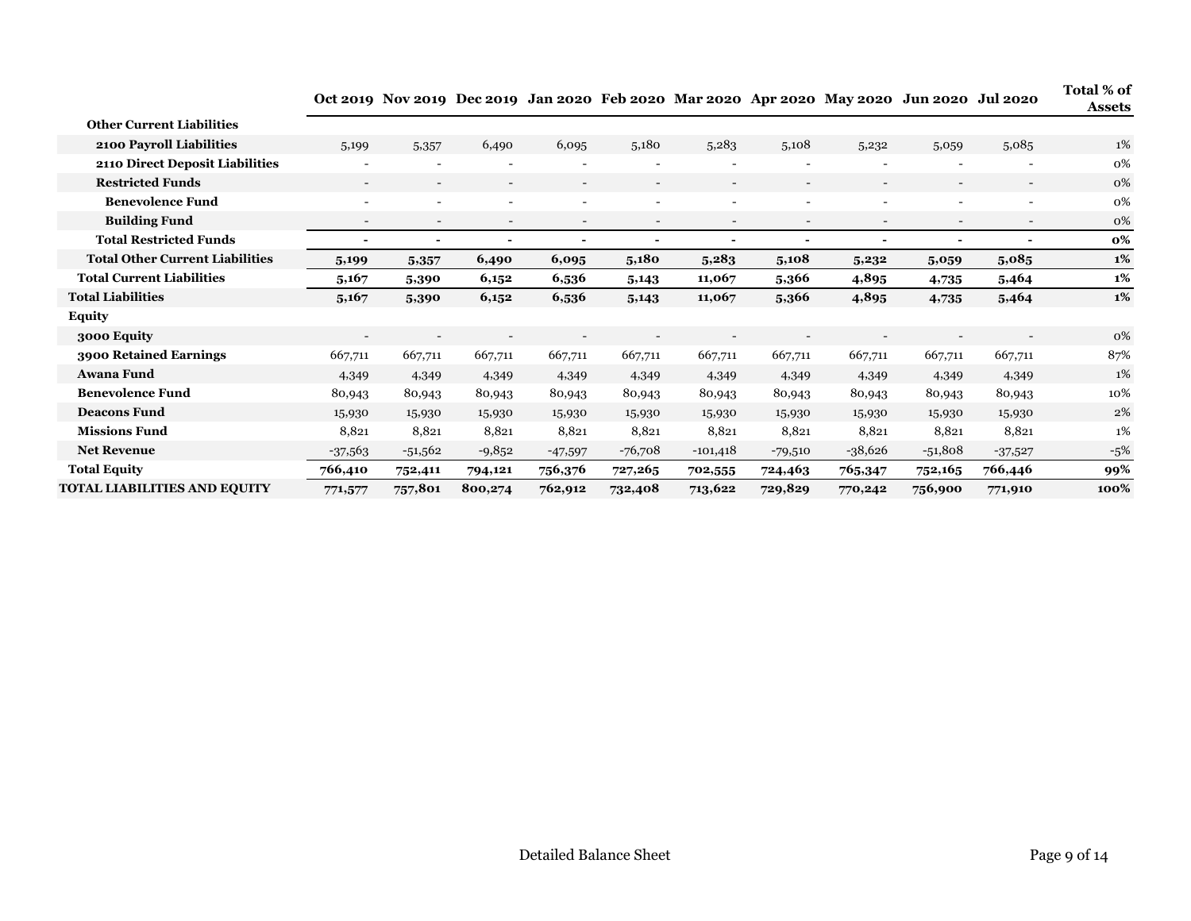| | Oct 2019 | Nov 2019 | Dec 2019 | Jan 2020 | Feb 2020 | Mar 2020 | Apr 2020 | May 2020 | Jun 2020 | Jul 2020 | Total % of Assets |
|---|---|---|---|---|---|---|---|---|---|---|---|
| **Other Current Liabilities** | | | | | | | | | | | |
| **2100 Payroll Liabilities** | 5,199 | 5,357 | 6,490 | 6,095 | 5,180 | 5,283 | 5,108 | 5,232 | 5,059 | 5,085 | 1% |
| **2110 Direct Deposit Liabilities** | - | - | - | - | - | - | - | - | - | - | 0% |
| **Restricted Funds** | - | - | - | - | - | - | - | - | - | - | 0% |
| **Benevolence Fund** | - | - | - | - | - | - | - | - | - | - | 0% |
| **Building Fund** | - | - | - | - | - | - | - | - | - | - | 0% |
| **Total Restricted Funds** | **-** | **-** | **-** | **-** | **-** | **-** | **-** | **-** | **-** | **-** | **0%** |
| **Total Other Current Liabilities** | **5,199** | **5,357** | **6,490** | **6,095** | **5,180** | **5,283** | **5,108** | **5,232** | **5,059** | **5,085** | **1%** |
| **Total Current Liabilities** | **5,167** | **5,390** | **6,152** | **6,536** | **5,143** | **11,067** | **5,366** | **4,895** | **4,735** | **5,464** | **1%** |
| **Total Liabilities** | **5,167** | **5,390** | **6,152** | **6,536** | **5,143** | **11,067** | **5,366** | **4,895** | **4,735** | **5,464** | **1%** |
| **Equity** | | | | | | | | | | | |
| **3000 Equity** | - | - | - | - | - | - | - | - | - | - | 0% |
| **3900 Retained Earnings** | 667,711 | 667,711 | 667,711 | 667,711 | 667,711 | 667,711 | 667,711 | 667,711 | 667,711 | 667,711 | 87% |
| **Awana Fund** | 4,349 | 4,349 | 4,349 | 4,349 | 4,349 | 4,349 | 4,349 | 4,349 | 4,349 | 4,349 | 1% |
| **Benevolence Fund** | 80,943 | 80,943 | 80,943 | 80,943 | 80,943 | 80,943 | 80,943 | 80,943 | 80,943 | 80,943 | 10% |
| **Deacons Fund** | 15,930 | 15,930 | 15,930 | 15,930 | 15,930 | 15,930 | 15,930 | 15,930 | 15,930 | 15,930 | 2% |
| **Missions Fund** | 8,821 | 8,821 | 8,821 | 8,821 | 8,821 | 8,821 | 8,821 | 8,821 | 8,821 | 8,821 | 1% |
| **Net Revenue** | -37,563 | -51,562 | -9,852 | -47,597 | -76,708 | -101,418 | -79,510 | -38,626 | -51,808 | -37,527 | -5% |
| **Total Equity** | **766,410** | **752,411** | **794,121** | **756,376** | **727,265** | **702,555** | **724,463** | **765,347** | **752,165** | **766,446** | **99%** |
| **TOTAL LIABILITIES AND EQUITY** | **771,577** | **757,801** | **800,274** | **762,912** | **732,408** | **713,622** | **729,829** | **770,242** | **756,900** | **771,910** | **100%** |

Detailed Balance Sheet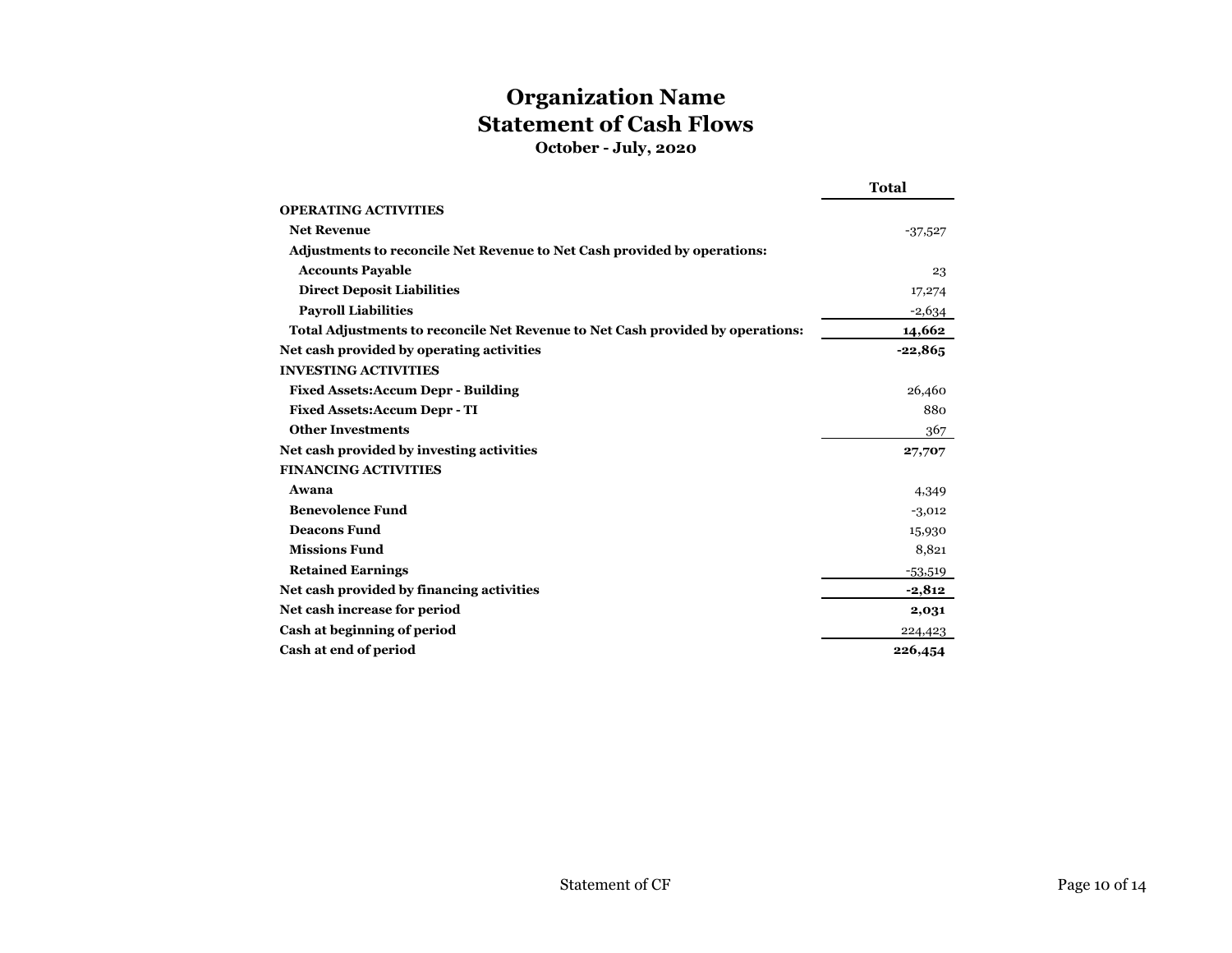# Organization Name
## Statement of Cash Flows
### October - July, 2020

| | Total |
|---|---|
| **OPERATING ACTIVITIES** | |
| **Net Revenue** | -37,527 |
| **Adjustments to reconcile Net Revenue to Net Cash provided by operations:** | |
| **Accounts Payable** | 23 |
| **Direct Deposit Liabilities** | 17,274 |
| **Payroll Liabilities** | -2,634 |
| **Total Adjustments to reconcile Net Revenue to Net Cash provided by operations:** | **14,662** |
| **Net cash provided by operating activities** | **-22,865** |
| **INVESTING ACTIVITIES** | |
| **Fixed Assets:Accum Depr - Building** | 26,460 |
| **Fixed Assets:Accum Depr - TI** | 880 |
| **Other Investments** | 367 |
| **Net cash provided by investing activities** | **27,707** |
| **FINANCING ACTIVITIES** | |
| **Awana** | 4,349 |
| **Benevolence Fund** | -3,012 |
| **Deacons Fund** | 15,930 |
| **Missions Fund** | 8,821 |
| **Retained Earnings** | -53,519 |
| **Net cash provided by financing activities** | **-2,812** |
| **Net cash increase for period** | **2,031** |
| **Cash at beginning of period** | 224,423 |
| **Cash at end of period** | **226,454** |

Statement of CF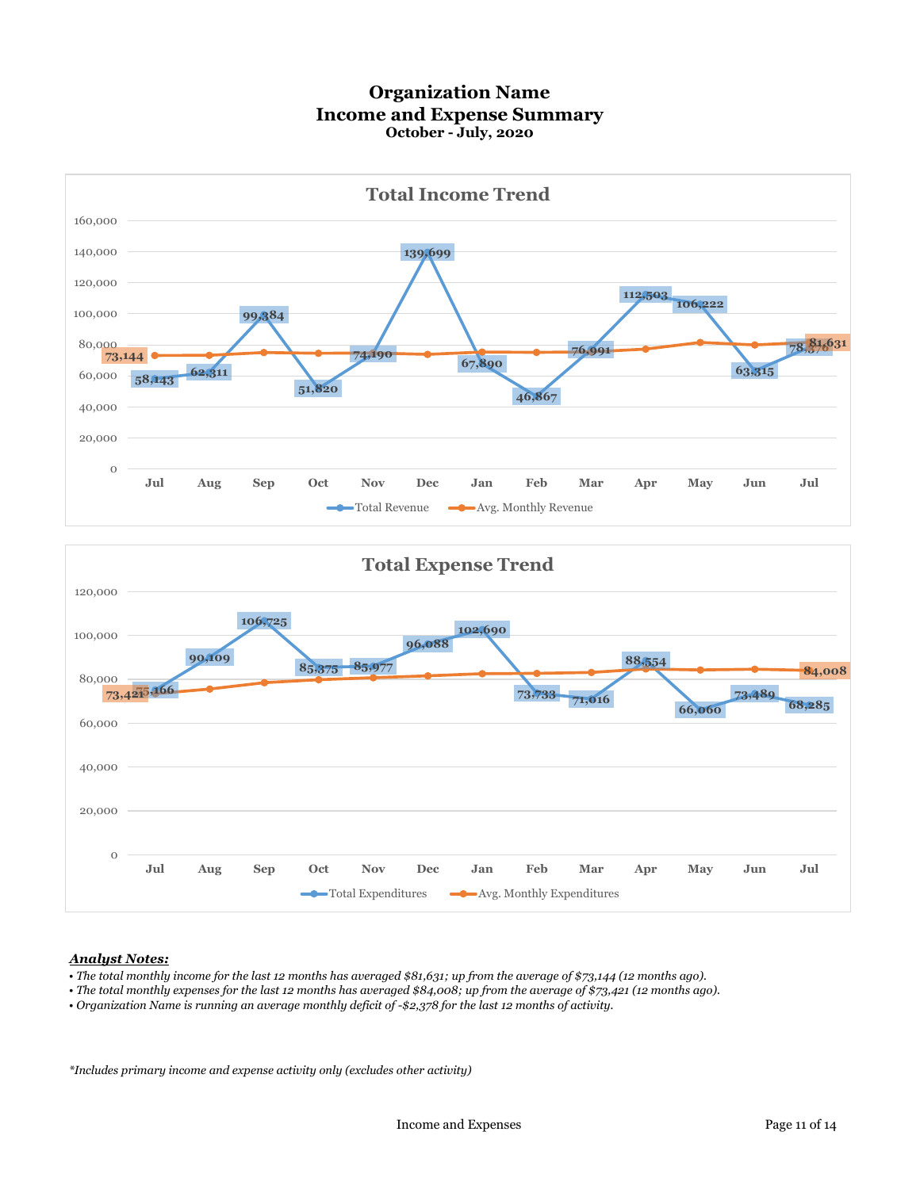# Organization Name
## Income and Expense Summary
### October - July, 2020

**Total Income Trend**

| Month | Total Revenue | Avg. Monthly Revenue |
|---|---|---|
| Jul | 58,143 | 73,144 |
| Aug | 62,311 | |
| Sep | 99,384 | |
| Oct | 51,820 | |
| Nov | 74,190 | |
| Dec | 139,699 | |
| Jan | 67,890 | |
| Feb | 46,867 | |
| Mar | 76,991 | |
| Apr | 112,503 | |
| May | 106,222 | |
| Jun | 63,315 | |
| Jul | 78,378 | 81,631 |

**Total Expense Trend**

| Month | Total Expenditures | Avg. Monthly Expenditures |
|---|---|---|
| Jul | 75,166 | 73,421 |
| Aug | 90,109 | |
| Sep | 106,725 | |
| Oct | 85,375 | |
| Nov | 85,977 | |
| Dec | 96,088 | |
| Jan | 102,690 | |
| Feb | 73,733 | |
| Mar | 71,016 | |
| Apr | 88,554 | |
| May | 66,060 | |
| Jun | 73,489 | |
| Jul | 68,285 | 84,008 |

***Analyst Notes:***

- *The total monthly income for the last 12 months has averaged $81,631; up from the average of $73,144 (12 months ago).*
- *The total monthly expenses for the last 12 months has averaged $84,008; up from the average of $73,421 (12 months ago).*
- *Organization Name is running an average monthly deficit of -$2,378 for the last 12 months of activity.*

*\*Includes primary income and expense activity only (excludes other activity)*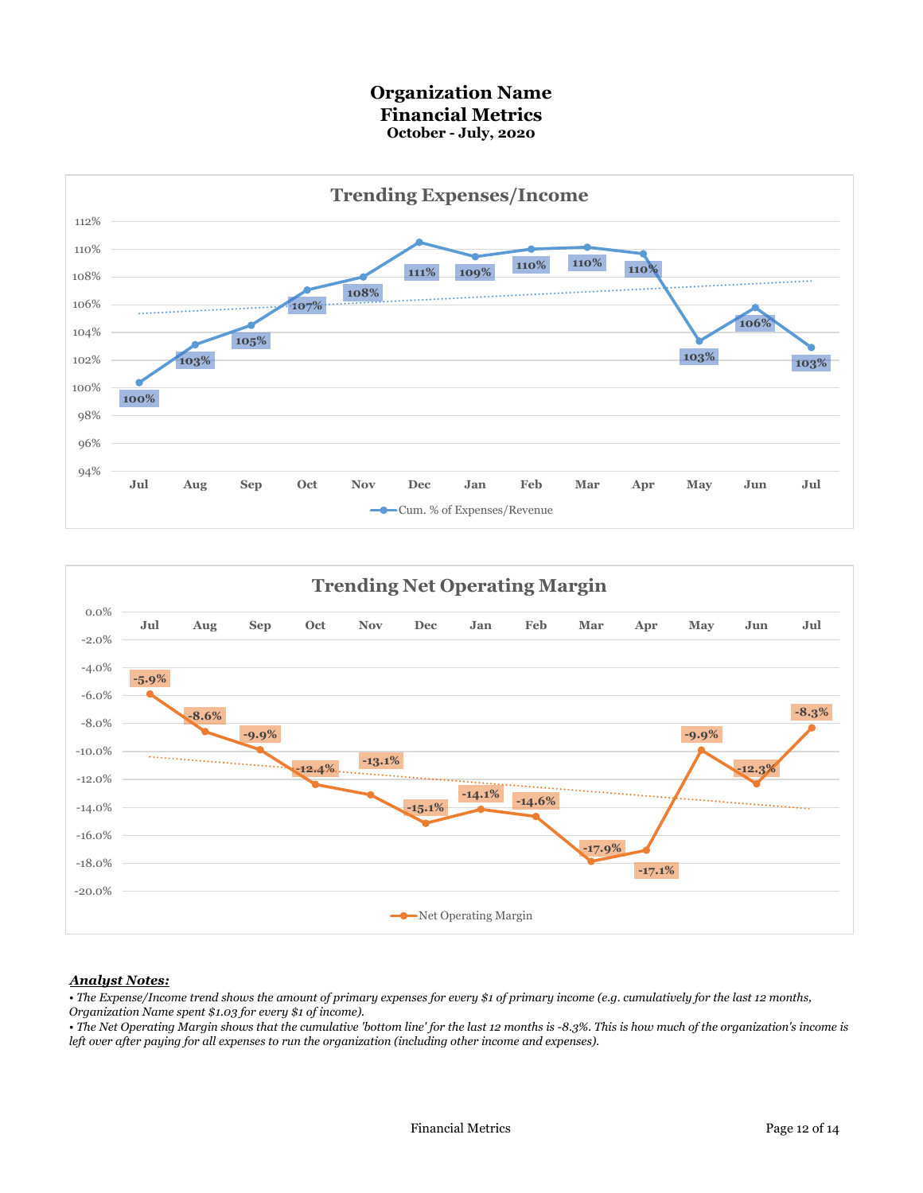# Organization Name
# Financial Metrics
### October - July, 2020

## Trending Expenses/Income

| Month | Cum. % of Expenses/Revenue |
|---|---|
| Jul | 100% |
| Aug | 103% |
| Sep | 105% |
| Oct | 107% |
| Nov | 108% |
| Dec | 111% |
| Jan | 109% |
| Feb | 110% |
| Mar | 110% |
| Apr | 110% |
| May | 103% |
| Jun | 106% |
| Jul | 103% |

## Trending Net Operating Margin

| Month | Net Operating Margin |
|---|---|
| Jul | -5.9% |
| Aug | -8.6% |
| Sep | -9.9% |
| Oct | -12.4% |
| Nov | -13.1% |
| Dec | -15.1% |
| Jan | -14.1% |
| Feb | -14.6% |
| Mar | -17.9% |
| Apr | -17.1% |
| May | -9.9% |
| Jun | -12.3% |
| Jul | -8.3% |

***Analyst Notes:***

*• The Expense/Income trend shows the amount of primary expenses for every $1 of primary income (e.g. cumulatively for the last 12 months, Organization Name spent $1.03 for every $1 of income).*

*• The Net Operating Margin shows that the cumulative 'bottom line' for the last 12 months is -8.3%. This is how much of the organization's income is left over after paying for all expenses to run the organization (including other income and expenses).*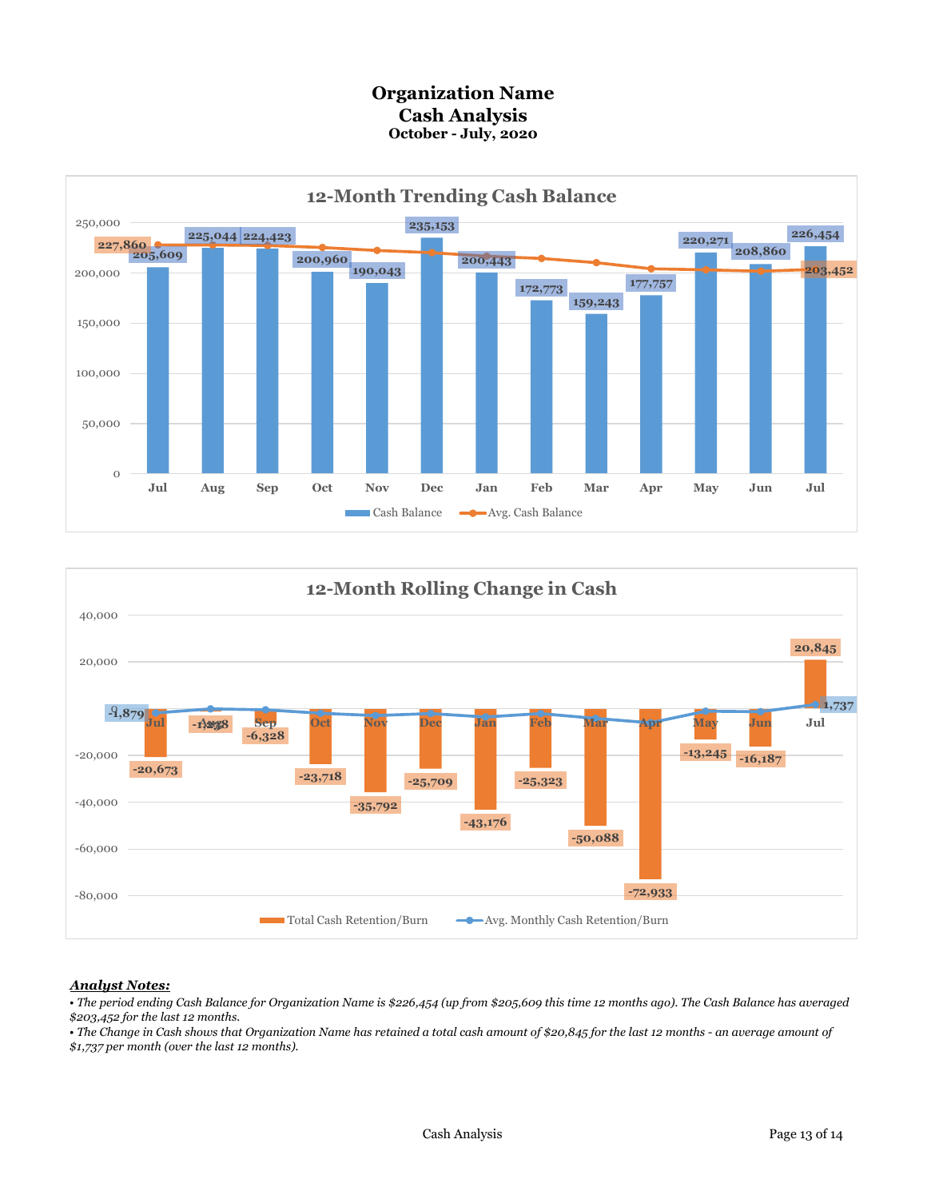# Organization Name
## Cash Analysis
### October - July, 2020

**12-Month Trending Cash Balance**

| Month | Cash Balance | Avg. Cash Balance |
|---|---|---|
| Jul | 205,609 | 227,860 |
| Aug | 225,044 | |
| Sep | 224,423 | |
| Oct | 200,960 | |
| Nov | 190,043 | |
| Dec | 235,153 | |
| Jan | 200,443 | |
| Feb | 172,773 | |
| Mar | 159,243 | |
| Apr | 177,757 | |
| May | 220,271 | |
| Jun | 208,860 | |
| Jul | 226,454 | 203,452 |

**12-Month Rolling Change in Cash**

| Month | Total Cash Retention/Burn | Avg. Monthly Cash Retention/Burn |
|---|---|---|
| Jul | -20,673 | -1,879 |
| Aug | -1,238 | |
| Sep | -6,328 | |
| Oct | -23,718 | |
| Nov | -35,792 | |
| Dec | -25,709 | |
| Jan | -43,176 | |
| Feb | -25,323 | |
| Mar | -50,088 | |
| Apr | -72,933 | |
| May | -13,245 | |
| Jun | -16,187 | |
| Jul | 20,845 | 1,737 |

***Analyst Notes:***

*• The period ending Cash Balance for Organization Name is $226,454 (up from $205,609 this time 12 months ago). The Cash Balance has averaged $203,452 for the last 12 months.*

*• The Change in Cash shows that Organization Name has retained a total cash amount of $20,845 for the last 12 months - an average amount of $1,737 per month (over the last 12 months).*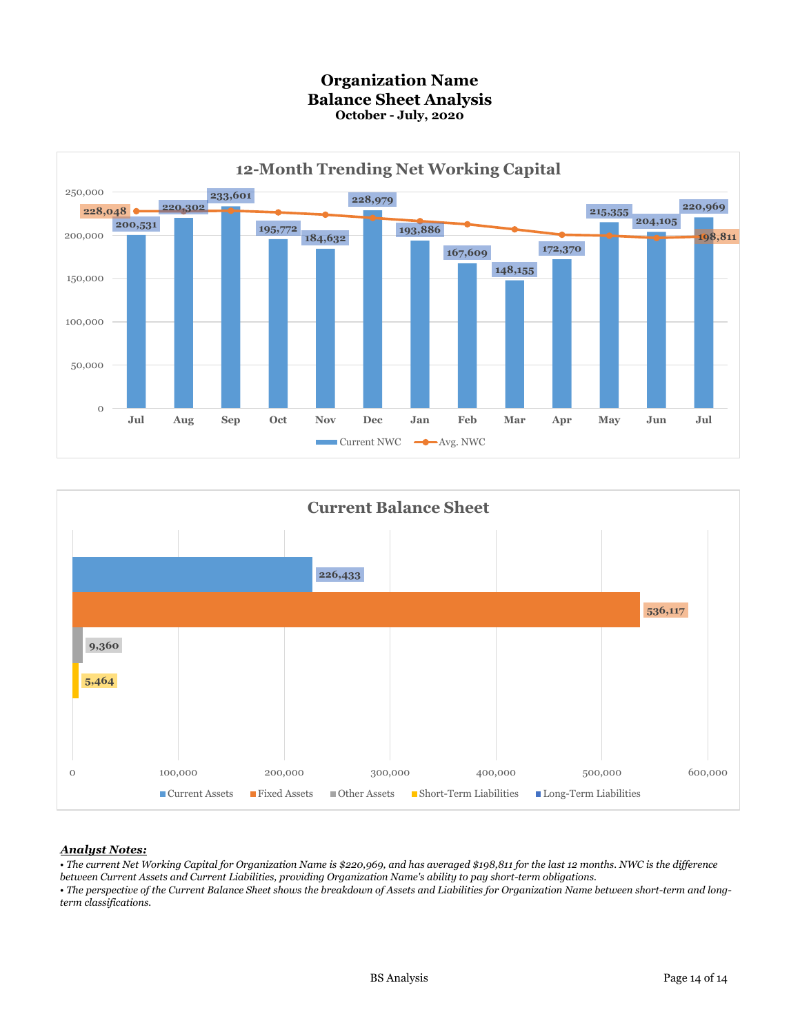# Organization Name
## Balance Sheet Analysis
### October - July, 2020

**12-Month Trending Net Working Capital**

250,000
200,000
150,000
100,000
50,000
0

Jul Aug Sep Oct Nov Dec Jan Feb Mar Apr May Jun Jul

228,048
200,531
220,302
233,601
195,772
184,632
228,979
193,886
167,609
148,155
172,370
215,355
204,105
220,969
198,811

Current NWC — Avg. NWC

**Current Balance Sheet**

226,433
536,117
9,360
5,464

0 100,000 200,000 300,000 400,000 500,000 600,000

Current Assets, Fixed Assets, Other Assets, Short-Term Liabilities, Long-Term Liabilities

***Analyst Notes:***

- *The current Net Working Capital for Organization Name is $220,969, and has averaged $198,811 for the last 12 months. NWC is the difference between Current Assets and Current Liabilities, providing Organization Name's ability to pay short-term obligations.*
- *The perspective of the Current Balance Sheet shows the breakdown of Assets and Liabilities for Organization Name between short-term and long-term classifications.*

BS Analysis